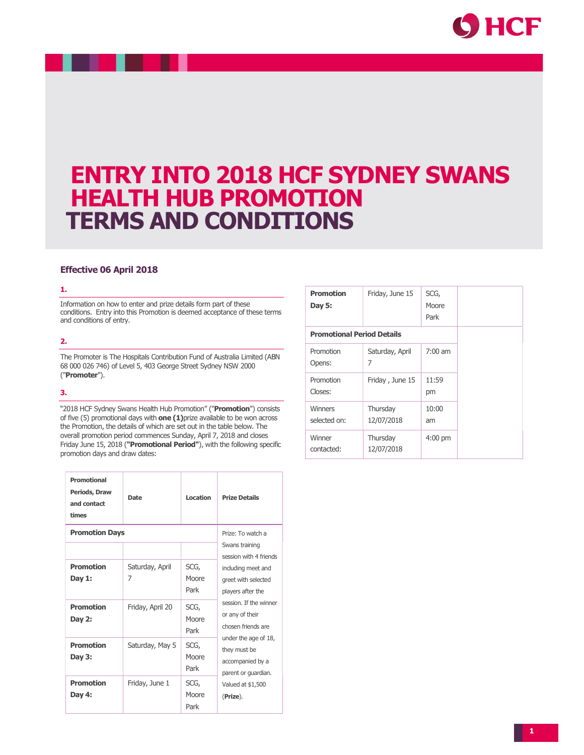# ENTRY INTO 2018 HCF SYDNEY SWANS HEALTH HUB PROMOTION TERMS AND CONDITIONS

**Effective 06 April 2018**

**1.**

Information on how to enter and prize details form part of these conditions. Entry into this Promotion is deemed acceptance of these terms and conditions of entry.

**2.**

The Promoter is The Hospitals Contribution Fund of Australia Limited (ABN 68 000 026 746) of Level 5, 403 George Street Sydney NSW 2000 ("**Promoter**").

**3.**

"2018 HCF Sydney Swans Health Hub Promotion" ("**Promotion**") consists of five (5) promotional days with **one (1)**prize available to be won across the Promotion, the details of which are set out in the table below. The overall promotion period commences Sunday, April 7, 2018 and closes Friday June 15, 2018 (**"Promotional Period"**), with the following specific promotion days and draw dates:

| Promotional Periods, Draw and contact times | Date | Location | Prize Details |
|---|---|---|---|
| **Promotion Days** | | | Prize: To watch a Swans training session with 4 friends including meet and greet with selected players after the session. If the winner or any of their chosen friends are under the age of 18, they must be accompanied by a parent or guardian. Valued at $1,500 (**Prize**). |
| | | | |
| **Promotion Day 1:** | Saturday, April 7 | SCG, Moore Park | |
| **Promotion Day 2:** | Friday, April 20 | SCG, Moore Park | |
| **Promotion Day 3:** | Saturday, May 5 | SCG, Moore Park | |
| **Promotion Day 4:** | Friday, June 1 | SCG, Moore Park | |
| **Promotion Day 5:** | Friday, June 15 | SCG, Moore Park | |
| **Promotional Period Details** | | | |
| Promotion Opens: | Saturday, April 7 | 7:00 am | |
| Promotion Closes: | Friday , June 15 | 11:59 pm | |
| Winners selected on: | Thursday 12/07/2018 | 10:00 am | |
| Winner contacted: | Thursday 12/07/2018 | 4:00 pm | |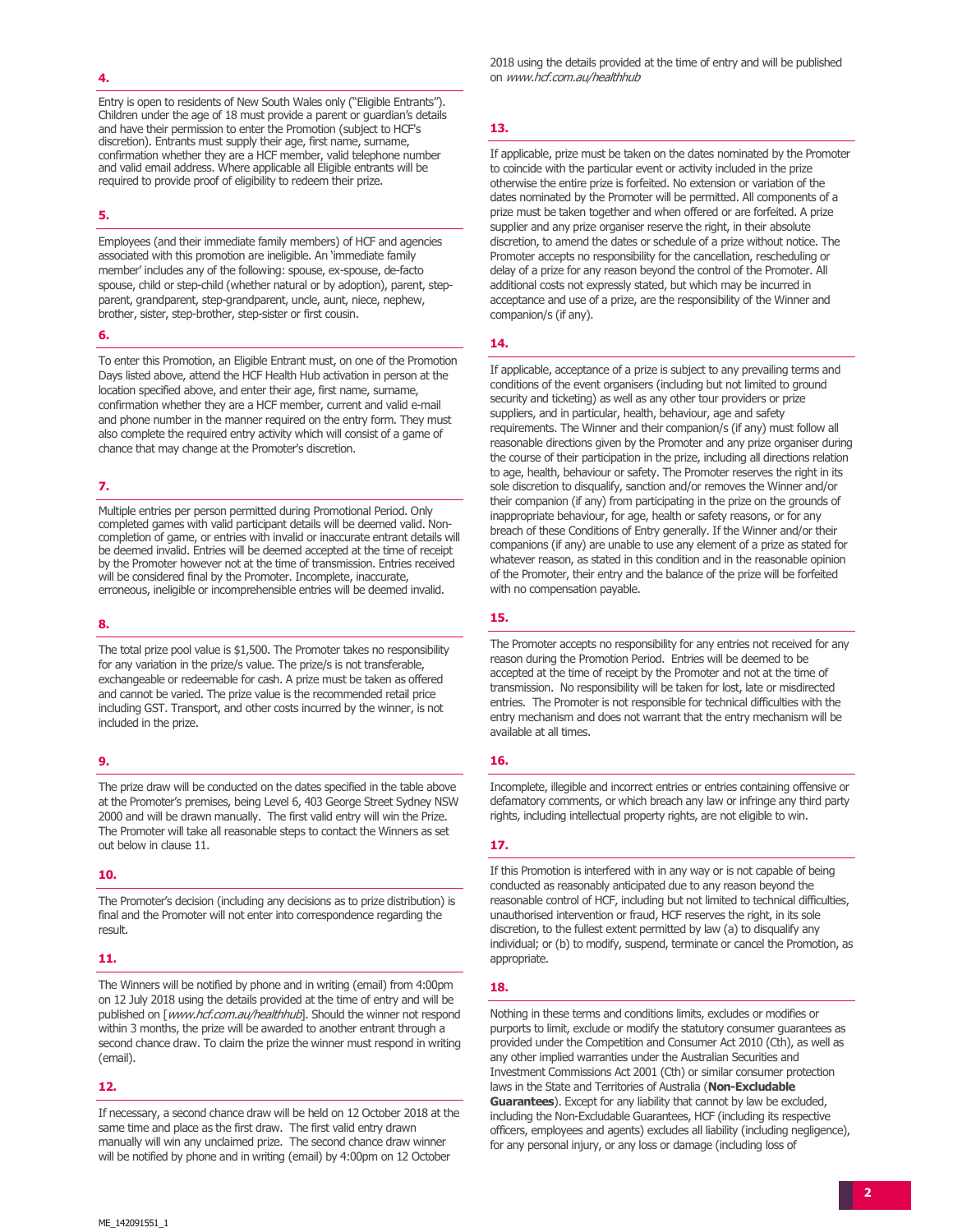**4.**

Entry is open to residents of New South Wales only ("Eligible Entrants"). Children under the age of 18 must provide a parent or guardian's details and have their permission to enter the Promotion (subject to HCF's discretion). Entrants must supply their age, first name, surname, confirmation whether they are a HCF member, valid telephone number and valid email address. Where applicable all Eligible entrants will be required to provide proof of eligibility to redeem their prize.

**5.**

Employees (and their immediate family members) of HCF and agencies associated with this promotion are ineligible. An 'immediate family member' includes any of the following: spouse, ex-spouse, de-facto spouse, child or step-child (whether natural or by adoption), parent, step-parent, grandparent, step-grandparent, uncle, aunt, niece, nephew, brother, sister, step-brother, step-sister or first cousin.

**6.**

To enter this Promotion, an Eligible Entrant must, on one of the Promotion Days listed above, attend the HCF Health Hub activation in person at the location specified above, and enter their age, first name, surname, confirmation whether they are a HCF member, current and valid e-mail and phone number in the manner required on the entry form. They must also complete the required entry activity which will consist of a game of chance that may change at the Promoter's discretion.

**7.**

Multiple entries per person permitted during Promotional Period. Only completed games with valid participant details will be deemed valid. Non-completion of game, or entries with invalid or inaccurate entrant details will be deemed invalid. Entries will be deemed accepted at the time of receipt by the Promoter however not at the time of transmission. Entries received will be considered final by the Promoter. Incomplete, inaccurate, erroneous, ineligible or incomprehensible entries will be deemed invalid.

**8.**

The total prize pool value is $1,500. The Promoter takes no responsibility for any variation in the prize/s value. The prize/s is not transferable, exchangeable or redeemable for cash. A prize must be taken as offered and cannot be varied. The prize value is the recommended retail price including GST. Transport, and other costs incurred by the winner, is not included in the prize.

**9.**

The prize draw will be conducted on the dates specified in the table above at the Promoter's premises, being Level 6, 403 George Street Sydney NSW 2000 and will be drawn manually. The first valid entry will win the Prize. The Promoter will take all reasonable steps to contact the Winners as set out below in clause 11.

**10.**

The Promoter's decision (including any decisions as to prize distribution) is final and the Promoter will not enter into correspondence regarding the result.

**11.**

The Winners will be notified by phone and in writing (email) from 4:00pm on 12 July 2018 using the details provided at the time of entry and will be published on [*www.hcf.com.au/healthhub*]. Should the winner not respond within 3 months, the prize will be awarded to another entrant through a second chance draw. To claim the prize the winner must respond in writing (email).

**12.**

If necessary, a second chance draw will be held on 12 October 2018 at the same time and place as the first draw. The first valid entry drawn manually will win any unclaimed prize. The second chance draw winner will be notified by phone and in writing (email) by 4:00pm on 12 October 2018 using the details provided at the time of entry and will be published on *www.hcf.com.au/healthhub*

**13.**

If applicable, prize must be taken on the dates nominated by the Promoter to coincide with the particular event or activity included in the prize otherwise the entire prize is forfeited. No extension or variation of the dates nominated by the Promoter will be permitted. All components of a prize must be taken together and when offered or are forfeited. A prize supplier and any prize organiser reserve the right, in their absolute discretion, to amend the dates or schedule of a prize without notice. The Promoter accepts no responsibility for the cancellation, rescheduling or delay of a prize for any reason beyond the control of the Promoter. All additional costs not expressly stated, but which may be incurred in acceptance and use of a prize, are the responsibility of the Winner and companion/s (if any).

**14.**

If applicable, acceptance of a prize is subject to any prevailing terms and conditions of the event organisers (including but not limited to ground security and ticketing) as well as any other tour providers or prize suppliers, and in particular, health, behaviour, age and safety requirements. The Winner and their companion/s (if any) must follow all reasonable directions given by the Promoter and any prize organiser during the course of their participation in the prize, including all directions relation to age, health, behaviour or safety. The Promoter reserves the right in its sole discretion to disqualify, sanction and/or removes the Winner and/or their companion (if any) from participating in the prize on the grounds of inappropriate behaviour, for age, health or safety reasons, or for any breach of these Conditions of Entry generally. If the Winner and/or their companions (if any) are unable to use any element of a prize as stated for whatever reason, as stated in this condition and in the reasonable opinion of the Promoter, their entry and the balance of the prize will be forfeited with no compensation payable.

**15.**

The Promoter accepts no responsibility for any entries not received for any reason during the Promotion Period. Entries will be deemed to be accepted at the time of receipt by the Promoter and not at the time of transmission. No responsibility will be taken for lost, late or misdirected entries. The Promoter is not responsible for technical difficulties with the entry mechanism and does not warrant that the entry mechanism will be available at all times.

**16.**

Incomplete, illegible and incorrect entries or entries containing offensive or defamatory comments, or which breach any law or infringe any third party rights, including intellectual property rights, are not eligible to win.

**17.**

If this Promotion is interfered with in any way or is not capable of being conducted as reasonably anticipated due to any reason beyond the reasonable control of HCF, including but not limited to technical difficulties, unauthorised intervention or fraud, HCF reserves the right, in its sole discretion, to the fullest extent permitted by law (a) to disqualify any individual; or (b) to modify, suspend, terminate or cancel the Promotion, as appropriate.

**18.**

Nothing in these terms and conditions limits, excludes or modifies or purports to limit, exclude or modify the statutory consumer guarantees as provided under the Competition and Consumer Act 2010 (Cth), as well as any other implied warranties under the Australian Securities and Investment Commissions Act 2001 (Cth) or similar consumer protection laws in the State and Territories of Australia (**Non-Excludable Guarantees**). Except for any liability that cannot by law be excluded, including the Non-Excludable Guarantees, HCF (including its respective officers, employees and agents) excludes all liability (including negligence), for any personal injury, or any loss or damage (including loss of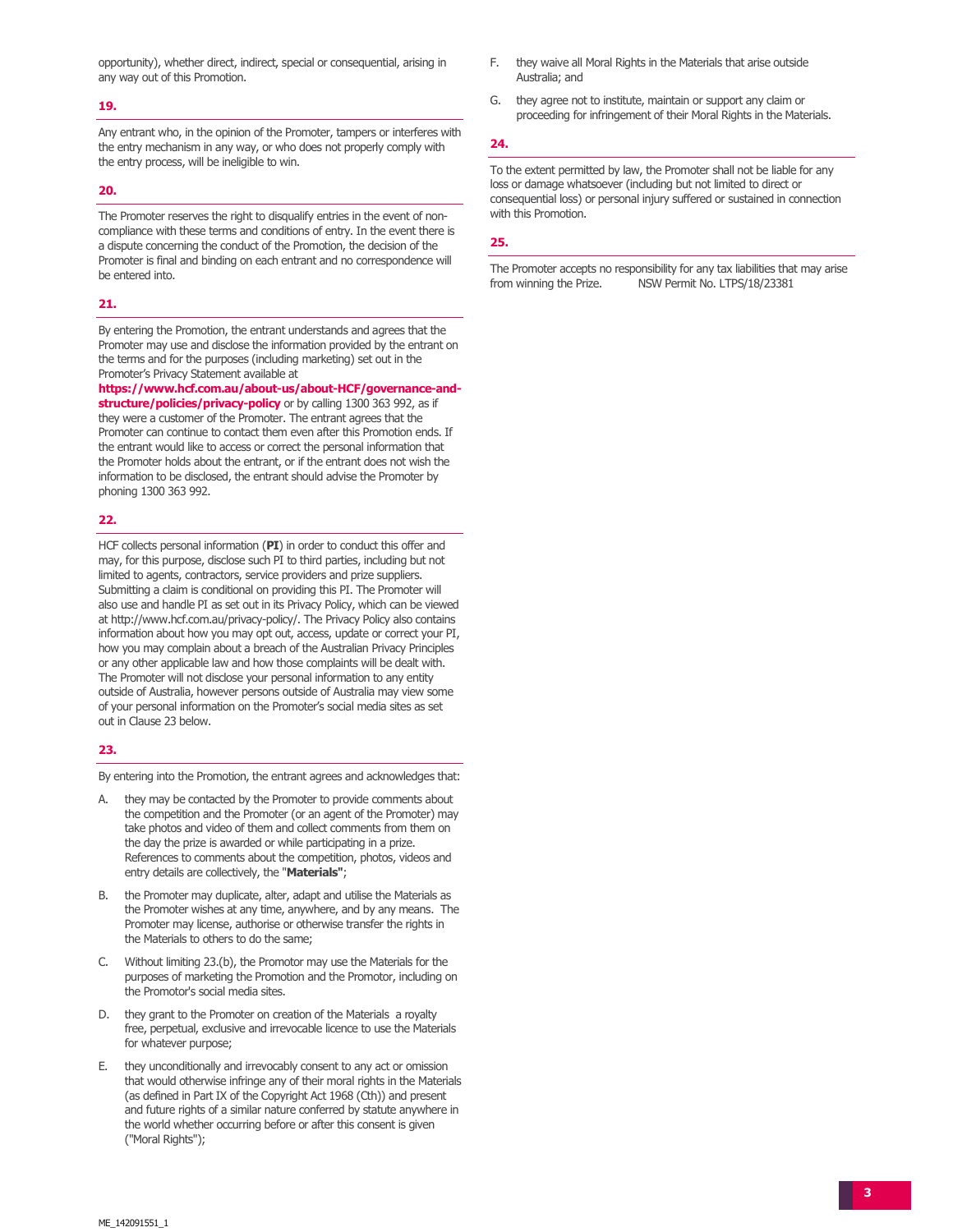opportunity), whether direct, indirect, special or consequential, arising in any way out of this Promotion.

## 19.

Any entrant who, in the opinion of the Promoter, tampers or interferes with the entry mechanism in any way, or who does not properly comply with the entry process, will be ineligible to win.

## 20.

The Promoter reserves the right to disqualify entries in the event of non-compliance with these terms and conditions of entry. In the event there is a dispute concerning the conduct of the Promotion, the decision of the Promoter is final and binding on each entrant and no correspondence will be entered into.

## 21.

By entering the Promotion, the entrant understands and agrees that the Promoter may use and disclose the information provided by the entrant on the terms and for the purposes (including marketing) set out in the Promoter's Privacy Statement available at **https://www.hcf.com.au/about-us/about-HCF/governance-and-structure/policies/privacy-policy** or by calling 1300 363 992, as if they were a customer of the Promoter. The entrant agrees that the Promoter can continue to contact them even after this Promotion ends. If the entrant would like to access or correct the personal information that the Promoter holds about the entrant, or if the entrant does not wish the information to be disclosed, the entrant should advise the Promoter by phoning 1300 363 992.

## 22.

HCF collects personal information (**PI**) in order to conduct this offer and may, for this purpose, disclose such PI to third parties, including but not limited to agents, contractors, service providers and prize suppliers. Submitting a claim is conditional on providing this PI. The Promoter will also use and handle PI as set out in its Privacy Policy, which can be viewed at http://www.hcf.com.au/privacy-policy/. The Privacy Policy also contains information about how you may opt out, access, update or correct your PI, how you may complain about a breach of the Australian Privacy Principles or any other applicable law and how those complaints will be dealt with. The Promoter will not disclose your personal information to any entity outside of Australia, however persons outside of Australia may view some of your personal information on the Promoter's social media sites as set out in Clause 23 below.

## 23.

By entering into the Promotion, the entrant agrees and acknowledges that:

A. they may be contacted by the Promoter to provide comments about the competition and the Promoter (or an agent of the Promoter) may take photos and video of them and collect comments from them on the day the prize is awarded or while participating in a prize. References to comments about the competition, photos, videos and entry details are collectively, the "**Materials"**;

B. the Promoter may duplicate, alter, adapt and utilise the Materials as the Promoter wishes at any time, anywhere, and by any means. The Promoter may license, authorise or otherwise transfer the rights in the Materials to others to do the same;

C. Without limiting 23.(b), the Promotor may use the Materials for the purposes of marketing the Promotion and the Promotor, including on the Promotor's social media sites.

D. they grant to the Promoter on creation of the Materials a royalty free, perpetual, exclusive and irrevocable licence to use the Materials for whatever purpose;

E. they unconditionally and irrevocably consent to any act or omission that would otherwise infringe any of their moral rights in the Materials (as defined in Part IX of the Copyright Act 1968 (Cth)) and present and future rights of a similar nature conferred by statute anywhere in the world whether occurring before or after this consent is given ("Moral Rights");

F. they waive all Moral Rights in the Materials that arise outside Australia; and

G. they agree not to institute, maintain or support any claim or proceeding for infringement of their Moral Rights in the Materials.

## 24.

To the extent permitted by law, the Promoter shall not be liable for any loss or damage whatsoever (including but not limited to direct or consequential loss) or personal injury suffered or sustained in connection with this Promotion.

## 25.

The Promoter accepts no responsibility for any tax liabilities that may arise from winning the Prize. NSW Permit No. LTPS/18/23381

ME_142091551_1